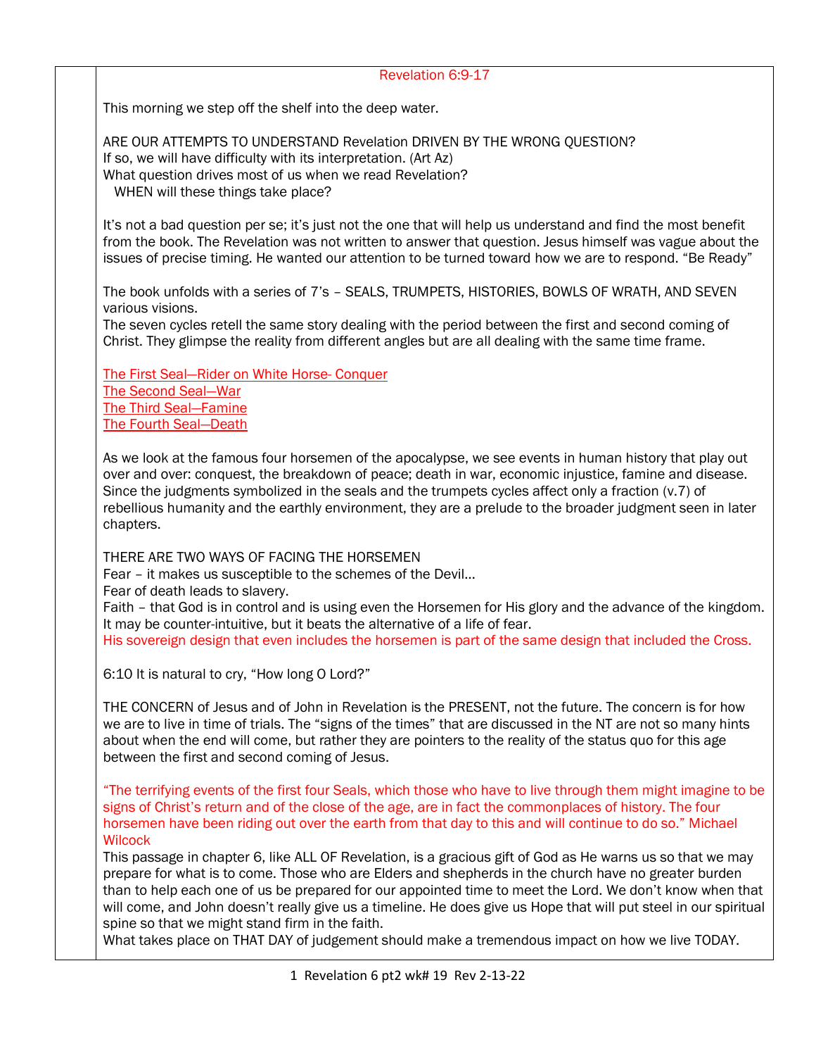# Revelation 6:9-17

This morning we step off the shelf into the deep water.

ARE OUR ATTEMPTS TO UNDERSTAND Revelation DRIVEN BY THE WRONG QUESTION?
If so, we will have difficulty with its interpretation. (Art Az)
What question drives most of us when we read Revelation?
WHEN will these things take place?

It's not a bad question per se; it's just not the one that will help us understand and find the most benefit from the book. The Revelation was not written to answer that question. Jesus himself was vague about the issues of precise timing. He wanted our attention to be turned toward how we are to respond. "Be Ready"

The book unfolds with a series of 7's – SEALS, TRUMPETS, HISTORIES, BOWLS OF WRATH, AND SEVEN various visions.
The seven cycles retell the same story dealing with the period between the first and second coming of Christ. They glimpse the reality from different angles but are all dealing with the same time frame.

The First Seal—Rider on White Horse- Conquer
The Second Seal—War
The Third Seal—Famine
The Fourth Seal—Death

As we look at the famous four horsemen of the apocalypse, we see events in human history that play out over and over: conquest, the breakdown of peace; death in war, economic injustice, famine and disease. Since the judgments symbolized in the seals and the trumpets cycles affect only a fraction (v.7) of rebellious humanity and the earthly environment, they are a prelude to the broader judgment seen in later chapters.

THERE ARE TWO WAYS OF FACING THE HORSEMEN
Fear – it makes us susceptible to the schemes of the Devil…
Fear of death leads to slavery.
Faith – that God is in control and is using even the Horsemen for His glory and the advance of the kingdom. It may be counter-intuitive, but it beats the alternative of a life of fear.
His sovereign design that even includes the horsemen is part of the same design that included the Cross.

6:10 It is natural to cry, "How long O Lord?"

THE CONCERN of Jesus and of John in Revelation is the PRESENT, not the future. The concern is for how we are to live in time of trials. The "signs of the times" that are discussed in the NT are not so many hints about when the end will come, but rather they are pointers to the reality of the status quo for this age between the first and second coming of Jesus.

"The terrifying events of the first four Seals, which those who have to live through them might imagine to be signs of Christ's return and of the close of the age, are in fact the commonplaces of history. The four horsemen have been riding out over the earth from that day to this and will continue to do so." Michael Wilcock
This passage in chapter 6, like ALL OF Revelation, is a gracious gift of God as He warns us so that we may prepare for what is to come. Those who are Elders and shepherds in the church have no greater burden than to help each one of us be prepared for our appointed time to meet the Lord. We don't know when that will come, and John doesn't really give us a timeline. He does give us Hope that will put steel in our spiritual spine so that we might stand firm in the faith.
What takes place on THAT DAY of judgement should make a tremendous impact on how we live TODAY.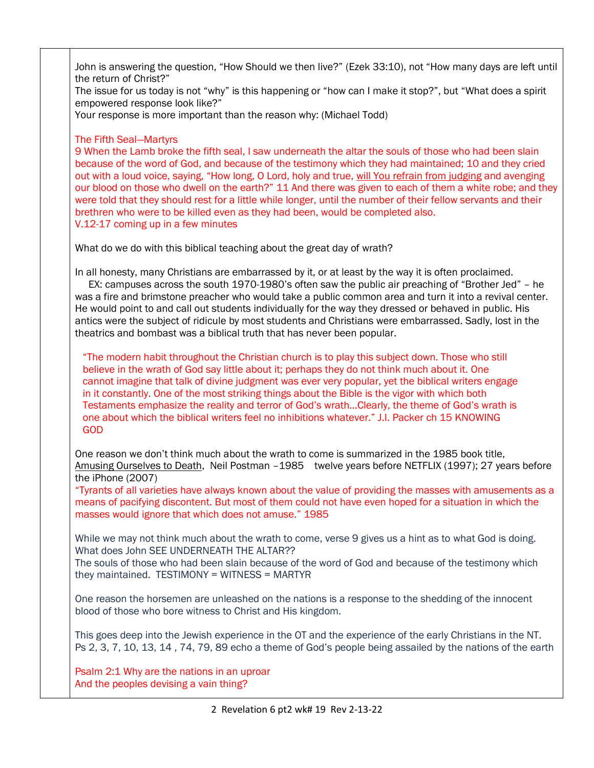John is answering the question, “How Should we then live?” (Ezek 33:10), not “How many days are left until the return of Christ?”

The issue for us today is not “why” is this happening or “how can I make it stop?”, but “What does a spirit empowered response look like?”

Your response is more important than the reason why: (Michael Todd)

The Fifth Seal—Martyrs

9 When the Lamb broke the fifth seal, I saw underneath the altar the souls of those who had been slain because of the word of God, and because of the testimony which they had maintained; 10 and they cried out with a loud voice, saying, “How long, O Lord, holy and true, will You refrain from judging and avenging our blood on those who dwell on the earth?” 11 And there was given to each of them a white robe; and they were told that they should rest for a little while longer, until the number of their fellow servants and their brethren who were to be killed even as they had been, would be completed also.

V.12-17 coming up in a few minutes

What do we do with this biblical teaching about the great day of wrath?

In all honesty, many Christians are embarrassed by it, or at least by the way it is often proclaimed.

EX: campuses across the south 1970-1980’s often saw the public air preaching of “Brother Jed” – he was a fire and brimstone preacher who would take a public common area and turn it into a revival center. He would point to and call out students individually for the way they dressed or behaved in public. His antics were the subject of ridicule by most students and Christians were embarrassed. Sadly, lost in the theatrics and bombast was a biblical truth that has never been popular.

> “The modern habit throughout the Christian church is to play this subject down. Those who still believe in the wrath of God say little about it; perhaps they do not think much about it. One cannot imagine that talk of divine judgment was ever very popular, yet the biblical writers engage in it constantly. One of the most striking things about the Bible is the vigor with which both Testaments emphasize the reality and terror of God’s wrath…Clearly, the theme of God’s wrath is one about which the biblical writers feel no inhibitions whatever.” J.I. Packer ch 15 KNOWING GOD

One reason we don’t think much about the wrath to come is summarized in the 1985 book title, Amusing Ourselves to Death, Neil Postman –1985 twelve years before NETFLIX (1997); 27 years before the iPhone (2007)

“Tyrants of all varieties have always known about the value of providing the masses with amusements as a means of pacifying discontent. But most of them could not have even hoped for a situation in which the masses would ignore that which does not amuse.” 1985

While we may not think much about the wrath to come, verse 9 gives us a hint as to what God is doing. What does John SEE UNDERNEATH THE ALTAR??

The souls of those who had been slain because of the word of God and because of the testimony which they maintained. TESTIMONY = WITNESS = MARTYR

One reason the horsemen are unleashed on the nations is a response to the shedding of the innocent blood of those who bore witness to Christ and His kingdom.

This goes deep into the Jewish experience in the OT and the experience of the early Christians in the NT. Ps 2, 3, 7, 10, 13, 14 , 74, 79, 89 echo a theme of God’s people being assailed by the nations of the earth

Psalm 2:1 Why are the nations in an uproar
And the peoples devising a vain thing?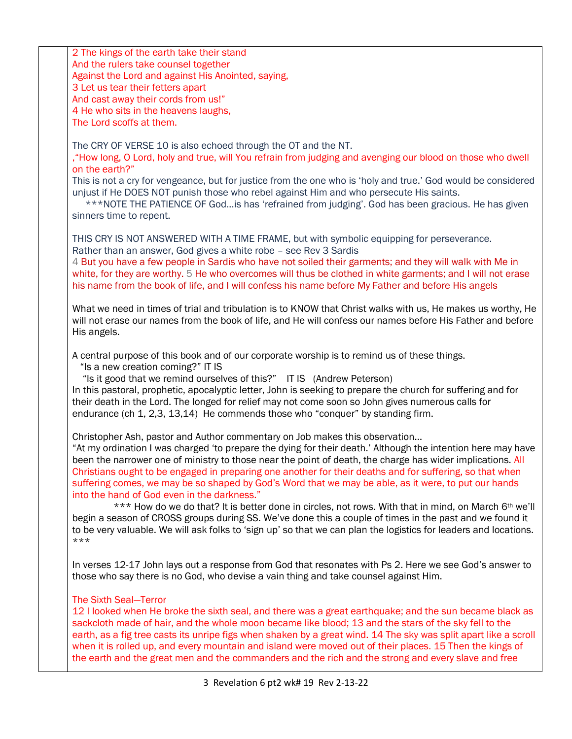2 The kings of the earth take their stand
And the rulers take counsel together
Against the Lord and against His Anointed, saying,
3 Let us tear their fetters apart
And cast away their cords from us!"
4 He who sits in the heavens laughs,
The Lord scoffs at them.

The CRY OF VERSE 10 is also echoed through the OT and the NT.
,"How long, O Lord, holy and true, will You refrain from judging and avenging our blood on those who dwell on the earth?"
This is not a cry for vengeance, but for justice from the one who is 'holy and true.' God would be considered unjust if He DOES NOT punish those who rebel against Him and who persecute His saints.
***NOTE THE PATIENCE OF God…is has 'refrained from judging'. God has been gracious. He has given sinners time to repent.

THIS CRY IS NOT ANSWERED WITH A TIME FRAME, but with symbolic equipping for perseverance.
Rather than an answer, God gives a white robe – see Rev 3 Sardis
4 But you have a few people in Sardis who have not soiled their garments; and they will walk with Me in white, for they are worthy. 5 He who overcomes will thus be clothed in white garments; and I will not erase his name from the book of life, and I will confess his name before My Father and before His angels

What we need in times of trial and tribulation is to KNOW that Christ walks with us, He makes us worthy, He will not erase our names from the book of life, and He will confess our names before His Father and before His angels.

A central purpose of this book and of our corporate worship is to remind us of these things.
"Is a new creation coming?" IT IS
"Is it good that we remind ourselves of this?" IT IS (Andrew Peterson)
In this pastoral, prophetic, apocalyptic letter, John is seeking to prepare the church for suffering and for their death in the Lord. The longed for relief may not come soon so John gives numerous calls for endurance (ch 1, 2,3, 13,14) He commends those who "conquer" by standing firm.

Christopher Ash, pastor and Author commentary on Job makes this observation…
"At my ordination I was charged 'to prepare the dying for their death.' Although the intention here may have been the narrower one of ministry to those near the point of death, the charge has wider implications. All Christians ought to be engaged in preparing one another for their deaths and for suffering, so that when suffering comes, we may be so shaped by God's Word that we may be able, as it were, to put our hands into the hand of God even in the darkness."
*** How do we do that? It is better done in circles, not rows. With that in mind, on March 6th we'll begin a season of CROSS groups during SS. We've done this a couple of times in the past and we found it to be very valuable. We will ask folks to 'sign up' so that we can plan the logistics for leaders and locations. ***

In verses 12-17 John lays out a response from God that resonates with Ps 2. Here we see God's answer to those who say there is no God, who devise a vain thing and take counsel against Him.

The Sixth Seal—Terror
12 I looked when He broke the sixth seal, and there was a great earthquake; and the sun became black as sackcloth made of hair, and the whole moon became like blood; 13 and the stars of the sky fell to the earth, as a fig tree casts its unripe figs when shaken by a great wind. 14 The sky was split apart like a scroll when it is rolled up, and every mountain and island were moved out of their places. 15 Then the kings of the earth and the great men and the commanders and the rich and the strong and every slave and free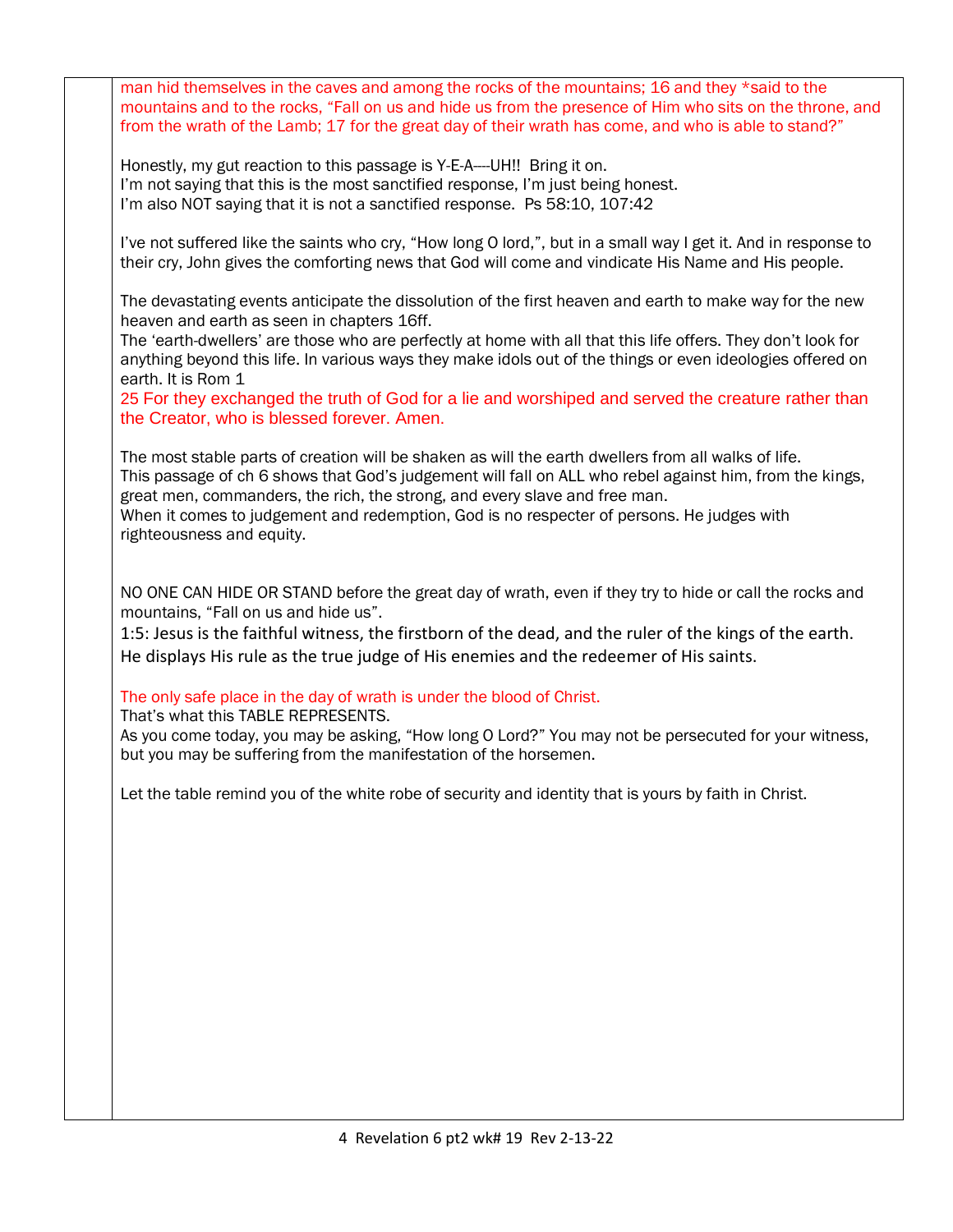man hid themselves in the caves and among the rocks of the mountains; 16 and they *said to the mountains and to the rocks, "Fall on us and hide us from the presence of Him who sits on the throne, and from the wrath of the Lamb; 17 for the great day of their wrath has come, and who is able to stand?"

Honestly, my gut reaction to this passage is Y-E-A----UH!! Bring it on.
I'm not saying that this is the most sanctified response, I'm just being honest.
I'm also NOT saying that it is not a sanctified response. Ps 58:10, 107:42

I've not suffered like the saints who cry, "How long O lord,", but in a small way I get it. And in response to their cry, John gives the comforting news that God will come and vindicate His Name and His people.

The devastating events anticipate the dissolution of the first heaven and earth to make way for the new heaven and earth as seen in chapters 16ff.
The 'earth-dwellers' are those who are perfectly at home with all that this life offers. They don't look for anything beyond this life. In various ways they make idols out of the things or even ideologies offered on earth. It is Rom 1
25 For they exchanged the truth of God for a lie and worshiped and served the creature rather than the Creator, who is blessed forever. Amen.

The most stable parts of creation will be shaken as will the earth dwellers from all walks of life.
This passage of ch 6 shows that God's judgement will fall on ALL who rebel against him, from the kings, great men, commanders, the rich, the strong, and every slave and free man.
When it comes to judgement and redemption, God is no respecter of persons. He judges with righteousness and equity.

NO ONE CAN HIDE OR STAND before the great day of wrath, even if they try to hide or call the rocks and mountains, "Fall on us and hide us".
1:5: Jesus is the faithful witness, the firstborn of the dead, and the ruler of the kings of the earth. He displays His rule as the true judge of His enemies and the redeemer of His saints.

The only safe place in the day of wrath is under the blood of Christ.
That's what this TABLE REPRESENTS.
As you come today, you may be asking, "How long O Lord?" You may not be persecuted for your witness, but you may be suffering from the manifestation of the horsemen.

Let the table remind you of the white robe of security and identity that is yours by faith in Christ.